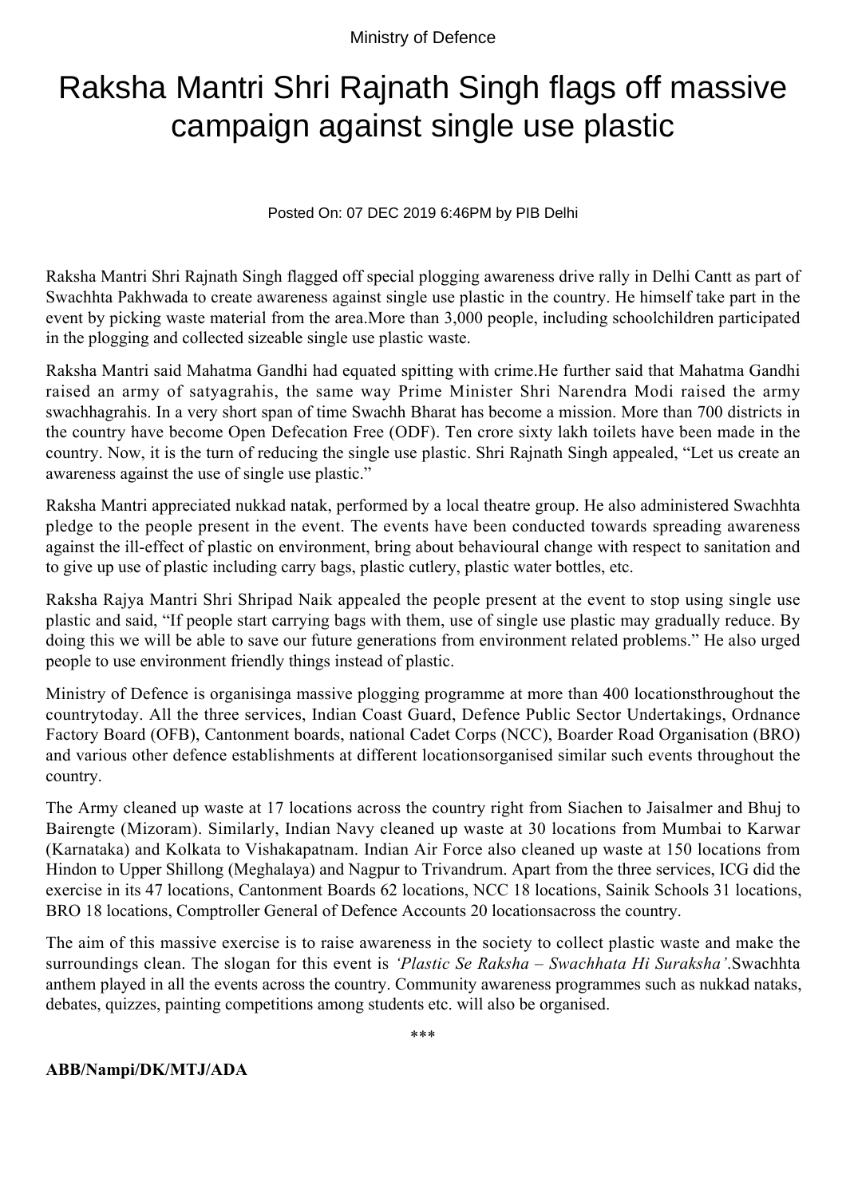Ministry of Defence

# Raksha Mantri Shri Rajnath Singh flags off massive campaign against single use plastic

Posted On: 07 DEC 2019 6:46PM by PIB Delhi

Raksha Mantri Shri Rajnath Singh flagged off special plogging awareness drive rally in Delhi Cantt as part of Swachhta Pakhwada to create awareness against single use plastic in the country. He himself take part in the event by picking waste material from the area.More than 3,000 people, including schoolchildren participated in the plogging and collected sizeable single use plastic waste.

Raksha Mantri said Mahatma Gandhi had equated spitting with crime.He further said that Mahatma Gandhi raised an army of satyagrahis, the same way Prime Minister Shri Narendra Modi raised the army swachhagrahis. In a very short span of time Swachh Bharat has become a mission. More than 700 districts in the country have become Open Defecation Free (ODF). Ten crore sixty lakh toilets have been made in the country. Now, it is the turn of reducing the single use plastic. Shri Rajnath Singh appealed, "Let us create an awareness against the use of single use plastic."

Raksha Mantri appreciated nukkad natak, performed by a local theatre group. He also administered Swachhta pledge to the people present in the event. The events have been conducted towards spreading awareness against the ill-effect of plastic on environment, bring about behavioural change with respect to sanitation and to give up use of plastic including carry bags, plastic cutlery, plastic water bottles, etc.

Raksha Rajya Mantri Shri Shripad Naik appealed the people present at the event to stop using single use plastic and said, "If people start carrying bags with them, use of single use plastic may gradually reduce. By doing this we will be able to save our future generations from environment related problems." He also urged people to use environment friendly things instead of plastic.

Ministry of Defence is organisinga massive plogging programme at more than 400 locationsthroughout the countrytoday. All the three services, Indian Coast Guard, Defence Public Sector Undertakings, Ordnance Factory Board (OFB), Cantonment boards, national Cadet Corps (NCC), Boarder Road Organisation (BRO) and various other defence establishments at different locationsorganised similar such events throughout the country.

The Army cleaned up waste at 17 locations across the country right from Siachen to Jaisalmer and Bhuj to Bairengte (Mizoram). Similarly, Indian Navy cleaned up waste at 30 locations from Mumbai to Karwar (Karnataka) and Kolkata to Vishakapatnam. Indian Air Force also cleaned up waste at 150 locations from Hindon to Upper Shillong (Meghalaya) and Nagpur to Trivandrum. Apart from the three services, ICG did the exercise in its 47 locations, Cantonment Boards 62 locations, NCC 18 locations, Sainik Schools 31 locations, BRO 18 locations, Comptroller General of Defence Accounts 20 locationsacross the country.

The aim of this massive exercise is to raise awareness in the society to collect plastic waste and make the surroundings clean. The slogan for this event is *'Plastic Se Raksha – Swachhata Hi Suraksha'*.Swachhta anthem played in all the events across the country. Community awareness programmes such as nukkad nataks, debates, quizzes, painting competitions among students etc. will also be organised.

\*\*\*

**ABB/Nampi/DK/MTJ/ADA**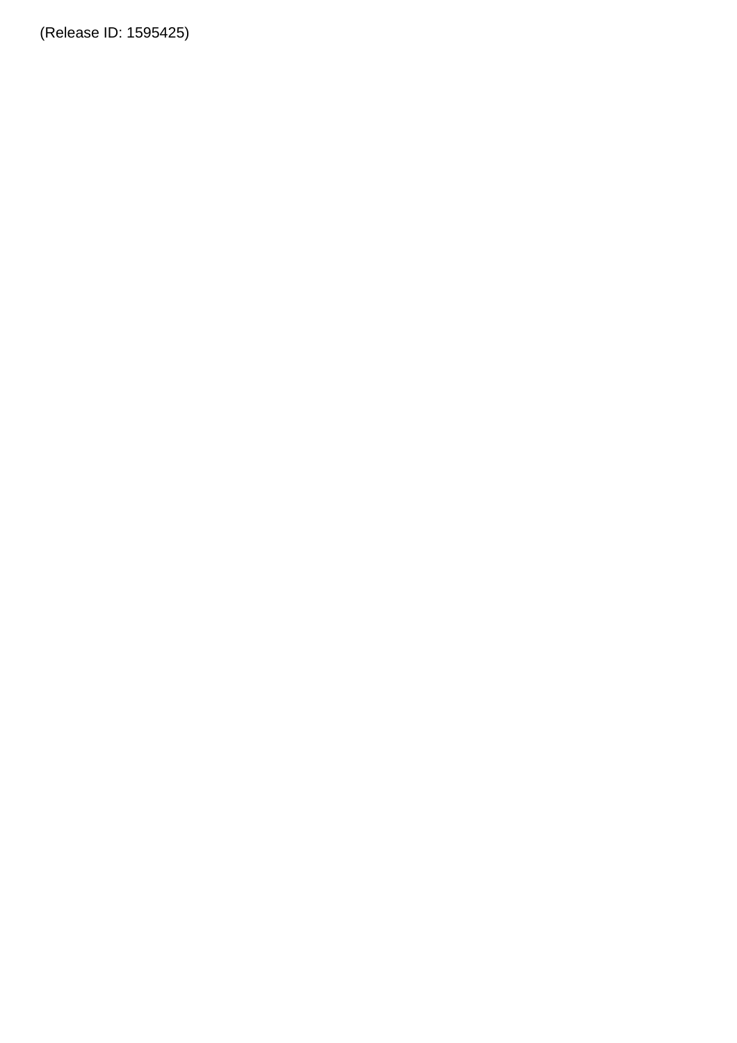(Release ID: 1595425)